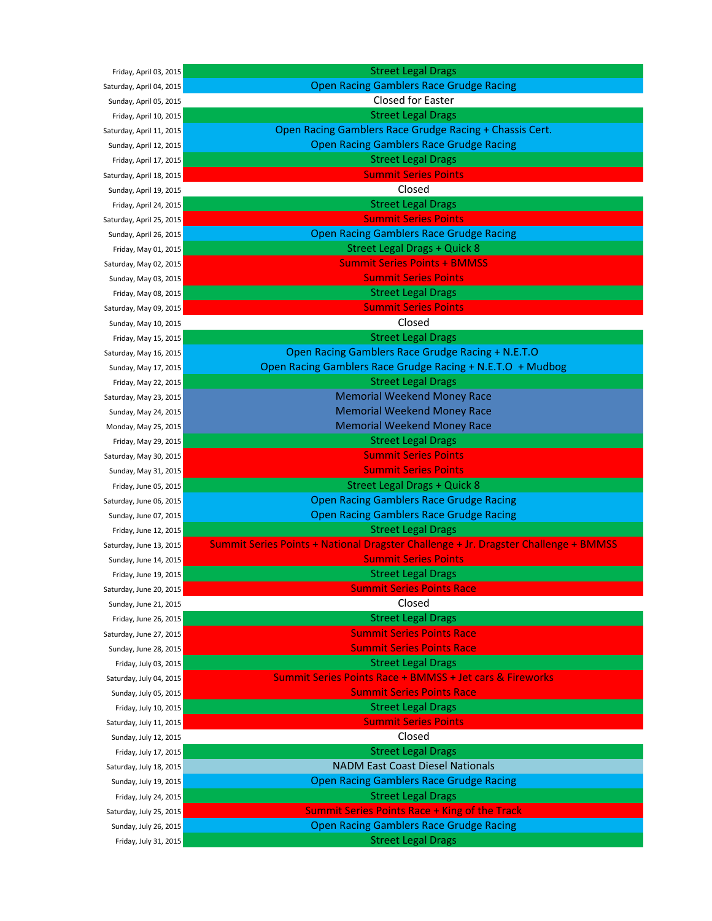| Date | Event |
|---|---|
| Friday, April 03, 2015 | Street Legal Drags |
| Saturday, April 04, 2015 | Open Racing Gamblers Race Grudge Racing |
| Sunday, April 05, 2015 | Closed for Easter |
| Friday, April 10, 2015 | Street Legal Drags |
| Saturday, April 11, 2015 | Open Racing Gamblers Race Grudge Racing + Chassis Cert. |
| Sunday, April 12, 2015 | Open Racing Gamblers Race Grudge Racing |
| Friday, April 17, 2015 | Street Legal Drags |
| Saturday, April 18, 2015 | Summit Series Points |
| Sunday, April 19, 2015 | Closed |
| Friday, April 24, 2015 | Street Legal Drags |
| Saturday, April 25, 2015 | Summit Series Points |
| Sunday, April 26, 2015 | Open Racing Gamblers Race Grudge Racing |
| Friday, May 01, 2015 | Street Legal Drags + Quick 8 |
| Saturday, May 02, 2015 | Summit Series Points + BMMSS |
| Sunday, May 03, 2015 | Summit Series Points |
| Friday, May 08, 2015 | Street Legal Drags |
| Saturday, May 09, 2015 | Summit Series Points |
| Sunday, May 10, 2015 | Closed |
| Friday, May 15, 2015 | Street Legal Drags |
| Saturday, May 16, 2015 | Open Racing Gamblers Race Grudge Racing + N.E.T.O |
| Sunday, May 17, 2015 | Open Racing Gamblers Race Grudge Racing + N.E.T.O + Mudbog |
| Friday, May 22, 2015 | Street Legal Drags |
| Saturday, May 23, 2015 | Memorial Weekend Money Race |
| Sunday, May 24, 2015 | Memorial Weekend Money Race |
| Monday, May 25, 2015 | Memorial Weekend Money Race |
| Friday, May 29, 2015 | Street Legal Drags |
| Saturday, May 30, 2015 | Summit Series Points |
| Sunday, May 31, 2015 | Summit Series Points |
| Friday, June 05, 2015 | Street Legal Drags + Quick 8 |
| Saturday, June 06, 2015 | Open Racing Gamblers Race Grudge Racing |
| Sunday, June 07, 2015 | Open Racing Gamblers Race Grudge Racing |
| Friday, June 12, 2015 | Street Legal Drags |
| Saturday, June 13, 2015 | Summit Series Points + National Dragster Challenge + Jr. Dragster Challenge + BMMSS |
| Sunday, June 14, 2015 | Summit Series Points |
| Friday, June 19, 2015 | Street Legal Drags |
| Saturday, June 20, 2015 | Summit Series Points Race |
| Sunday, June 21, 2015 | Closed |
| Friday, June 26, 2015 | Street Legal Drags |
| Saturday, June 27, 2015 | Summit Series Points Race |
| Sunday, June 28, 2015 | Summit Series Points Race |
| Friday, July 03, 2015 | Street Legal Drags |
| Saturday, July 04, 2015 | Summit Series Points Race + BMMSS + Jet cars & Fireworks |
| Sunday, July 05, 2015 | Summit Series Points Race |
| Friday, July 10, 2015 | Street Legal Drags |
| Saturday, July 11, 2015 | Summit Series Points |
| Sunday, July 12, 2015 | Closed |
| Friday, July 17, 2015 | Street Legal Drags |
| Saturday, July 18, 2015 | NADM East Coast Diesel Nationals |
| Sunday, July 19, 2015 | Open Racing Gamblers Race Grudge Racing |
| Friday, July 24, 2015 | Street Legal Drags |
| Saturday, July 25, 2015 | Summit Series Points Race + King of the Track |
| Sunday, July 26, 2015 | Open Racing Gamblers Race Grudge Racing |
| Friday, July 31, 2015 | Street Legal Drags |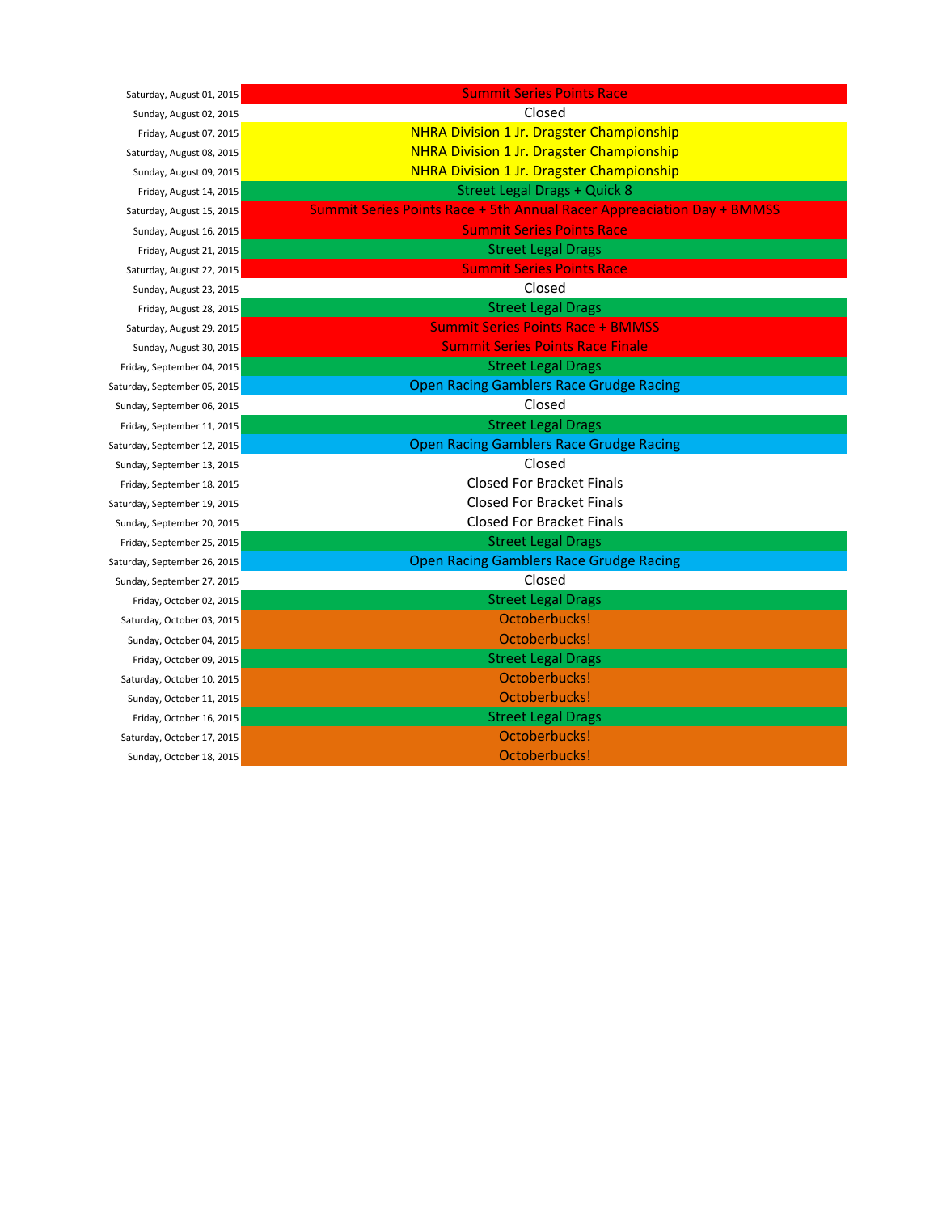| | |
|---|---|
| Saturday, August 01, 2015 | Summit Series Points Race |
| Sunday, August 02, 2015 | Closed |
| Friday, August 07, 2015 | NHRA Division 1 Jr. Dragster Championship |
| Saturday, August 08, 2015 | NHRA Division 1 Jr. Dragster Championship |
| Sunday, August 09, 2015 | NHRA Division 1 Jr. Dragster Championship |
| Friday, August 14, 2015 | Street Legal Drags + Quick 8 |
| Saturday, August 15, 2015 | Summit Series Points Race + 5th Annual Racer Appreaciation Day + BMMSS |
| Sunday, August 16, 2015 | Summit Series Points Race |
| Friday, August 21, 2015 | Street Legal Drags |
| Saturday, August 22, 2015 | Summit Series Points Race |
| Sunday, August 23, 2015 | Closed |
| Friday, August 28, 2015 | Street Legal Drags |
| Saturday, August 29, 2015 | Summit Series Points Race + BMMSS |
| Sunday, August 30, 2015 | Summit Series Points Race Finale |
| Friday, September 04, 2015 | Street Legal Drags |
| Saturday, September 05, 2015 | Open Racing Gamblers Race Grudge Racing |
| Sunday, September 06, 2015 | Closed |
| Friday, September 11, 2015 | Street Legal Drags |
| Saturday, September 12, 2015 | Open Racing Gamblers Race Grudge Racing |
| Sunday, September 13, 2015 | Closed |
| Friday, September 18, 2015 | Closed For Bracket Finals |
| Saturday, September 19, 2015 | Closed For Bracket Finals |
| Sunday, September 20, 2015 | Closed For Bracket Finals |
| Friday, September 25, 2015 | Street Legal Drags |
| Saturday, September 26, 2015 | Open Racing Gamblers Race Grudge Racing |
| Sunday, September 27, 2015 | Closed |
| Friday, October 02, 2015 | Street Legal Drags |
| Saturday, October 03, 2015 | Octoberbucks! |
| Sunday, October 04, 2015 | Octoberbucks! |
| Friday, October 09, 2015 | Street Legal Drags |
| Saturday, October 10, 2015 | Octoberbucks! |
| Sunday, October 11, 2015 | Octoberbucks! |
| Friday, October 16, 2015 | Street Legal Drags |
| Saturday, October 17, 2015 | Octoberbucks! |
| Sunday, October 18, 2015 | Octoberbucks! |